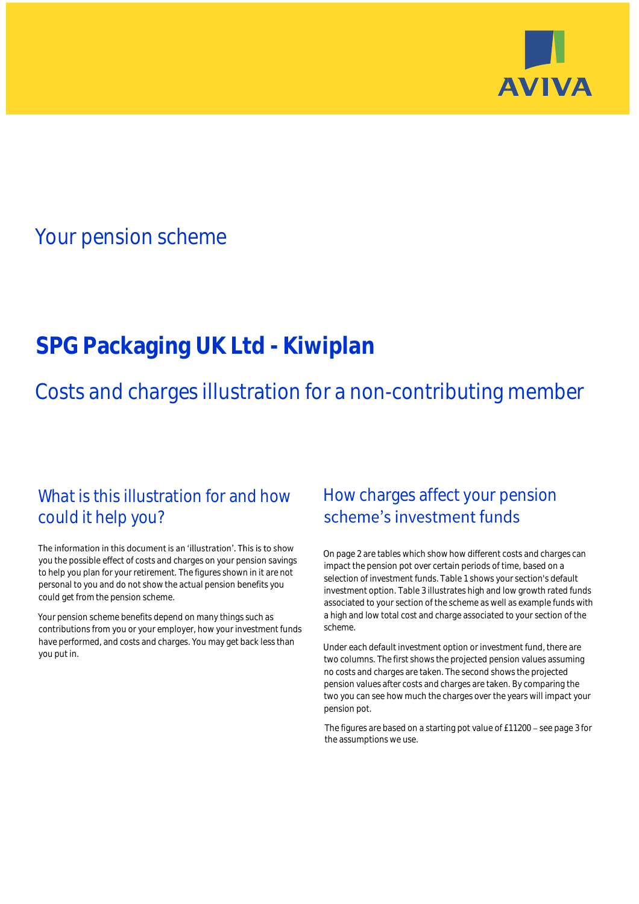AVIVA

# Your pension scheme

# SPG Packaging UK Ltd - Kiwiplan

## Costs and charges illustration for a non-contributing member

## What is this illustration for and how could it help you?

The information in this document is an 'illustration'. This is to show you the possible effect of costs and charges on your pension savings to help you plan for your retirement. The figures shown in it are not personal to you and do not show the actual pension benefits you could get from the pension scheme.

Your pension scheme benefits depend on many things such as contributions from you or your employer, how your investment funds have performed, and costs and charges. You may get back less than you put in.

## How charges affect your pension scheme's investment funds

On page 2 are tables which show how different costs and charges can impact the pension pot over certain periods of time, based on a selection of investment funds. Table 1 shows your section's default investment option. Table 3 illustrates high and low growth rated funds associated to your section of the scheme as well as example funds with a high and low total cost and charge associated to your section of the scheme.

Under each default investment option or investment fund, there are two columns. The first shows the projected pension values assuming no costs and charges are taken. The second shows the projected pension values after costs and charges are taken. By comparing the two you can see how much the charges over the years will impact your pension pot.

The figures are based on a starting pot value of £11200 – see page 3 for the assumptions we use.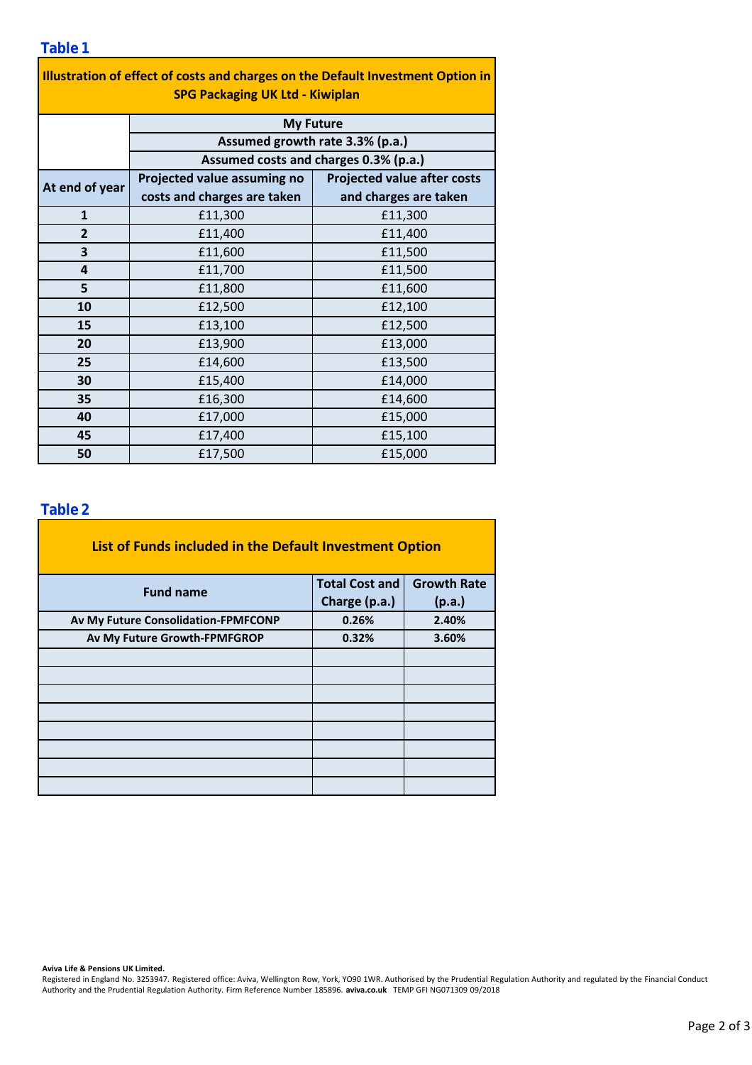## Table 1

| Illustration of effect of costs and charges on the Default Investment Option in SPG Packaging UK Ltd - Kiwiplan | | |
|---|---|---|
| | My Future | |
| | Assumed growth rate 3.3% (p.a.) | |
| | Assumed costs and charges 0.3% (p.a.) | |
| At end of year | Projected value assuming no costs and charges are taken | Projected value after costs and charges are taken |
| 1 | £11,300 | £11,300 |
| 2 | £11,400 | £11,400 |
| 3 | £11,600 | £11,500 |
| 4 | £11,700 | £11,500 |
| 5 | £11,800 | £11,600 |
| 10 | £12,500 | £12,100 |
| 15 | £13,100 | £12,500 |
| 20 | £13,900 | £13,000 |
| 25 | £14,600 | £13,500 |
| 30 | £15,400 | £14,000 |
| 35 | £16,300 | £14,600 |
| 40 | £17,000 | £15,000 |
| 45 | £17,400 | £15,100 |
| 50 | £17,500 | £15,000 |

## Table 2

| List of Funds included in the Default Investment Option | | |
|---|---|---|
| Fund name | Total Cost and Charge (p.a.) | Growth Rate (p.a.) |
| Av My Future Consolidation-FPMFCONP | 0.26% | 2.40% |
| Av My Future Growth-FPMFGROP | 0.32% | 3.60% |
| | | |
| | | |
| | | |
| | | |
| | | |
| | | |
| | | |
| | | |

**Aviva Life & Pensions UK Limited.**
Registered in England No. 3253947. Registered office: Aviva, Wellington Row, York, YO90 1WR. Authorised by the Prudential Regulation Authority and regulated by the Financial Conduct Authority and the Prudential Regulation Authority. Firm Reference Number 185896. **aviva.co.uk** TEMP GFI NG071309 09/2018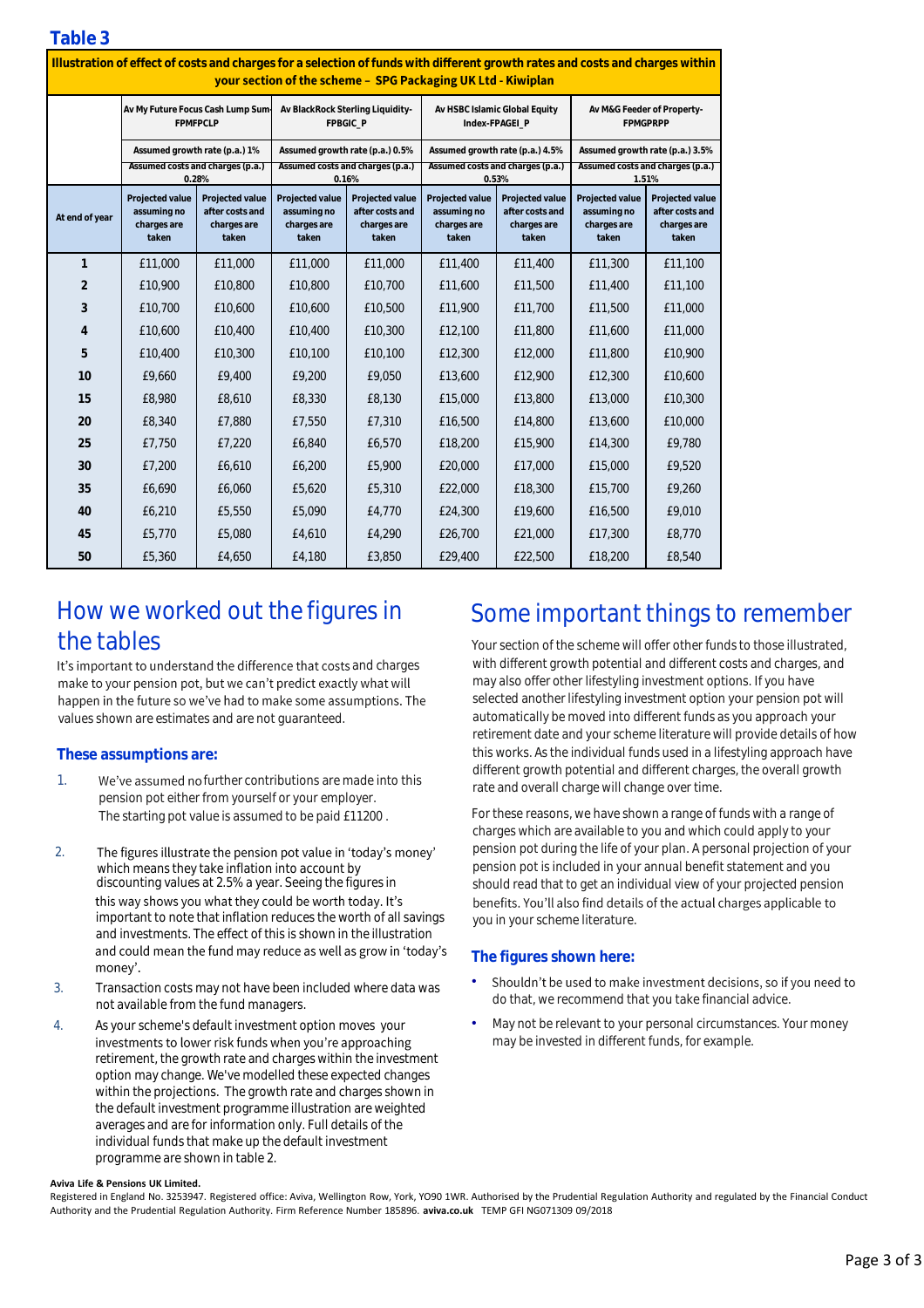## Table 3

| Illustration of effect of costs and charges for a selection of funds with different growth rates and costs and charges within your section of the scheme – SPG Packaging UK Ltd - Kiwiplan | | | | | | | | |
|---|---|---|---|---|---|---|---|---|
| | Av My Future Focus Cash Lump Sum-FPMFPCLP | | Av BlackRock Sterling Liquidity-FPBGIC_P | | Av HSBC Islamic Global Equity Index-FPAGEI_P | | Av M&G Feeder of Property-FPMGPRPP | |
| | Assumed growth rate (p.a.) 1% | | Assumed growth rate (p.a.) 0.5% | | Assumed growth rate (p.a.) 4.5% | | Assumed growth rate (p.a.) 3.5% | |
| | Assumed costs and charges (p.a.) 0.28% | | Assumed costs and charges (p.a.) 0.16% | | Assumed costs and charges (p.a.) 0.53% | | Assumed costs and charges (p.a.) 1.51% | |
| At end of year | Projected value assuming no charges are taken | Projected value after costs and charges are taken | Projected value assuming no charges are taken | Projected value after costs and charges are taken | Projected value assuming no charges are taken | Projected value after costs and charges are taken | Projected value assuming no charges are taken | Projected value after costs and charges are taken |
| 1 | £11,000 | £11,000 | £11,000 | £11,000 | £11,400 | £11,400 | £11,300 | £11,100 |
| 2 | £10,900 | £10,800 | £10,800 | £10,700 | £11,600 | £11,500 | £11,400 | £11,100 |
| 3 | £10,700 | £10,600 | £10,600 | £10,500 | £11,900 | £11,700 | £11,500 | £11,000 |
| 4 | £10,600 | £10,400 | £10,400 | £10,300 | £12,100 | £11,800 | £11,600 | £11,000 |
| 5 | £10,400 | £10,300 | £10,100 | £10,100 | £12,300 | £12,000 | £11,800 | £10,900 |
| 10 | £9,660 | £9,400 | £9,200 | £9,050 | £13,600 | £12,900 | £12,300 | £10,600 |
| 15 | £8,980 | £8,610 | £8,330 | £8,130 | £15,000 | £13,800 | £13,000 | £10,300 |
| 20 | £8,340 | £7,880 | £7,550 | £7,310 | £16,500 | £14,800 | £13,600 | £10,000 |
| 25 | £7,750 | £7,220 | £6,840 | £6,570 | £18,200 | £15,900 | £14,300 | £9,780 |
| 30 | £7,200 | £6,610 | £6,200 | £5,900 | £20,000 | £17,000 | £15,000 | £9,520 |
| 35 | £6,690 | £6,060 | £5,620 | £5,310 | £22,000 | £18,300 | £15,700 | £9,260 |
| 40 | £6,210 | £5,550 | £5,090 | £4,770 | £24,300 | £19,600 | £16,500 | £9,010 |
| 45 | £5,770 | £5,080 | £4,610 | £4,290 | £26,700 | £21,000 | £17,300 | £8,770 |
| 50 | £5,360 | £4,650 | £4,180 | £3,850 | £29,400 | £22,500 | £18,200 | £8,540 |

# How we worked out the figures in the tables

It's important to understand the difference that costs and charges make to your pension pot, but we can't predict exactly what will happen in the future so we've had to make some assumptions. The values shown are estimates and are not guaranteed.

### These assumptions are:

1. We've assumed no further contributions are made into this pension pot either from yourself or your employer. The starting pot value is assumed to be paid £11200 .
2. The figures illustrate the pension pot value in 'today's money' which means they take inflation into account by discounting values at 2.5% a year. Seeing the figures in this way shows you what they could be worth today. It's important to note that inflation reduces the worth of all savings and investments. The effect of this is shown in the illustration and could mean the fund may reduce as well as grow in 'today's money'.
3. Transaction costs may not have been included where data was not available from the fund managers.
4. As your scheme's default investment option moves your investments to lower risk funds when you're approaching retirement, the growth rate and charges within the investment option may change. We've modelled these expected changes within the projections. The growth rate and charges shown in the default investment programme illustration are weighted averages and are for information only. Full details of the individual funds that make up the default investment programme are shown in table 2.

# Some important things to remember

Your section of the scheme will offer other funds to those illustrated, with different growth potential and different costs and charges, and may also offer other lifestyling investment options. If you have selected another lifestyling investment option your pension pot will automatically be moved into different funds as you approach your retirement date and your scheme literature will provide details of how this works. As the individual funds used in a lifestyling approach have different growth potential and different charges, the overall growth rate and overall charge will change over time.

For these reasons, we have shown a range of funds with a range of charges which are available to you and which could apply to your pension pot during the life of your plan. A personal projection of your pension pot is included in your annual benefit statement and you should read that to get an individual view of your projected pension benefits. You'll also find details of the actual charges applicable to you in your scheme literature.

### The figures shown here:

- Shouldn't be used to make investment decisions, so if you need to do that, we recommend that you take financial advice.
- May not be relevant to your personal circumstances. Your money may be invested in different funds, for example.

**Aviva Life & Pensions UK Limited.**
Registered in England No. 3253947. Registered office: Aviva, Wellington Row, York, YO90 1WR. Authorised by the Prudential Regulation Authority and regulated by the Financial Conduct Authority and the Prudential Regulation Authority. Firm Reference Number 185896. **aviva.co.uk** TEMP GFI NG071309 09/2018